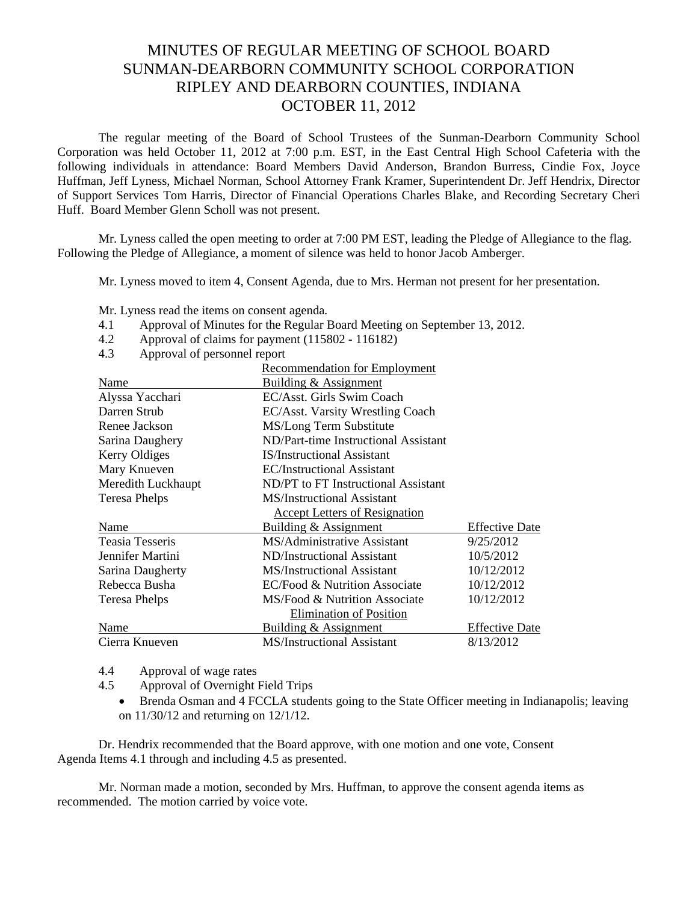# MINUTES OF REGULAR MEETING OF SCHOOL BOARD
# SUNMAN-DEARBORN COMMUNITY SCHOOL CORPORATION
# RIPLEY AND DEARBORN COUNTIES, INDIANA
# OCTOBER 11, 2012

The regular meeting of the Board of School Trustees of the Sunman-Dearborn Community School Corporation was held October 11, 2012 at 7:00 p.m. EST, in the East Central High School Cafeteria with the following individuals in attendance: Board Members David Anderson, Brandon Burress, Cindie Fox, Joyce Huffman, Jeff Lyness, Michael Norman, School Attorney Frank Kramer, Superintendent Dr. Jeff Hendrix, Director of Support Services Tom Harris, Director of Financial Operations Charles Blake, and Recording Secretary Cheri Huff. Board Member Glenn Scholl was not present.

Mr. Lyness called the open meeting to order at 7:00 PM EST, leading the Pledge of Allegiance to the flag. Following the Pledge of Allegiance, a moment of silence was held to honor Jacob Amberger.

Mr. Lyness moved to item 4, Consent Agenda, due to Mrs. Herman not present for her presentation.

Mr. Lyness read the items on consent agenda.

4.1 Approval of Minutes for the Regular Board Meeting on September 13, 2012.

4.2 Approval of claims for payment (115802 - 116182)

4.3 Approval of personnel report

| | Recommendation for Employment | |
|---|---|---|
| Name | Building & Assignment | |
| Alyssa Yacchari | EC/Asst. Girls Swim Coach | |
| Darren Strub | EC/Asst. Varsity Wrestling Coach | |
| Renee Jackson | MS/Long Term Substitute | |
| Sarina Daughery | ND/Part-time Instructional Assistant | |
| Kerry Oldiges | IS/Instructional Assistant | |
| Mary Knueven | EC/Instructional Assistant | |
| Meredith Luckhaupt | ND/PT to FT Instructional Assistant | |
| Teresa Phelps | MS/Instructional Assistant | |
| | Accept Letters of Resignation | |
| Name | Building & Assignment | Effective Date |
| Teasia Tesseris | MS/Administrative Assistant | 9/25/2012 |
| Jennifer Martini | ND/Instructional Assistant | 10/5/2012 |
| Sarina Daugherty | MS/Instructional Assistant | 10/12/2012 |
| Rebecca Busha | EC/Food & Nutrition Associate | 10/12/2012 |
| Teresa Phelps | MS/Food & Nutrition Associate | 10/12/2012 |
| | Elimination of Position | |
| Name | Building & Assignment | Effective Date |
| Cierra Knueven | MS/Instructional Assistant | 8/13/2012 |

4.4 Approval of wage rates

4.5 Approval of Overnight Field Trips

- Brenda Osman and 4 FCCLA students going to the State Officer meeting in Indianapolis; leaving on 11/30/12 and returning on 12/1/12.

Dr. Hendrix recommended that the Board approve, with one motion and one vote, Consent Agenda Items 4.1 through and including 4.5 as presented.

Mr. Norman made a motion, seconded by Mrs. Huffman, to approve the consent agenda items as recommended. The motion carried by voice vote.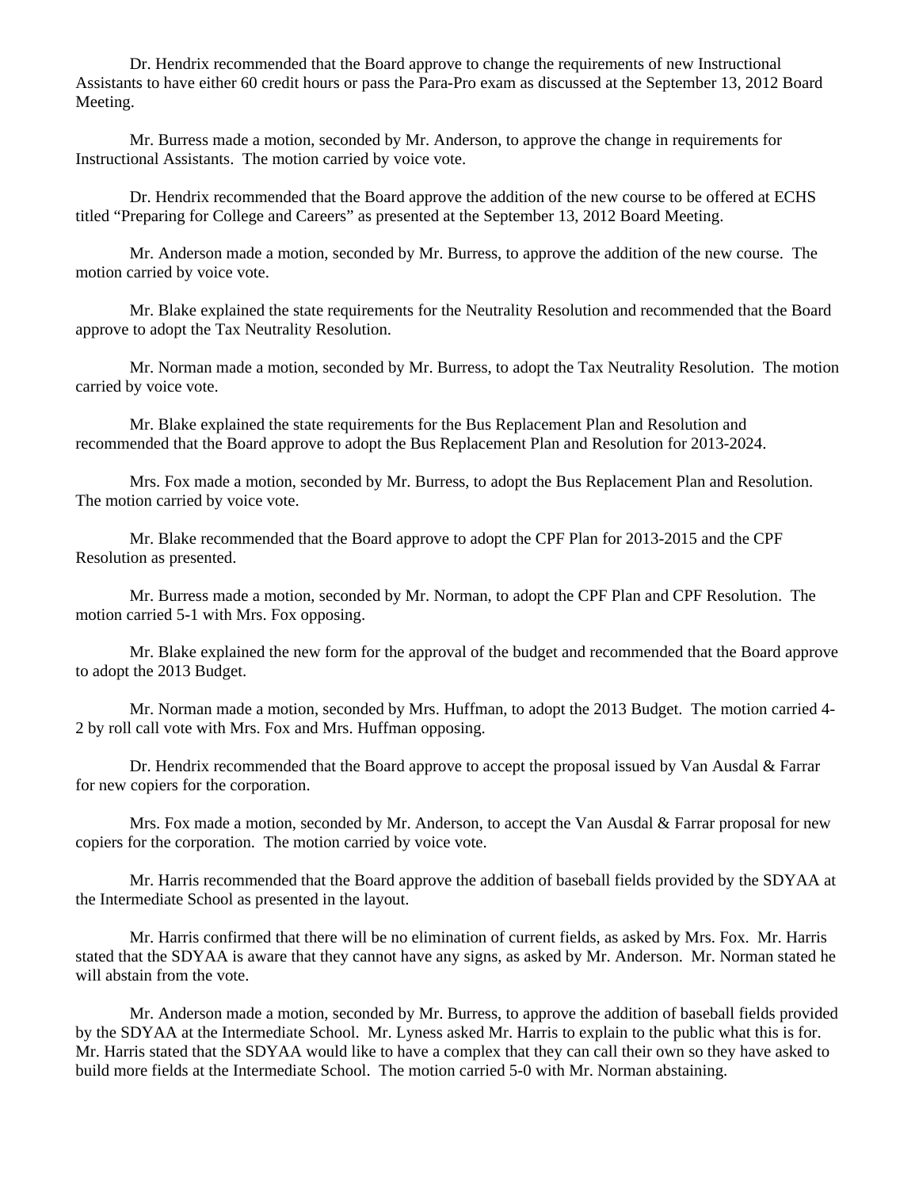Dr. Hendrix recommended that the Board approve to change the requirements of new Instructional Assistants to have either 60 credit hours or pass the Para-Pro exam as discussed at the September 13, 2012 Board Meeting.

Mr. Burress made a motion, seconded by Mr. Anderson, to approve the change in requirements for Instructional Assistants. The motion carried by voice vote.

Dr. Hendrix recommended that the Board approve the addition of the new course to be offered at ECHS titled "Preparing for College and Careers" as presented at the September 13, 2012 Board Meeting.

Mr. Anderson made a motion, seconded by Mr. Burress, to approve the addition of the new course. The motion carried by voice vote.

Mr. Blake explained the state requirements for the Neutrality Resolution and recommended that the Board approve to adopt the Tax Neutrality Resolution.

Mr. Norman made a motion, seconded by Mr. Burress, to adopt the Tax Neutrality Resolution. The motion carried by voice vote.

Mr. Blake explained the state requirements for the Bus Replacement Plan and Resolution and recommended that the Board approve to adopt the Bus Replacement Plan and Resolution for 2013-2024.

Mrs. Fox made a motion, seconded by Mr. Burress, to adopt the Bus Replacement Plan and Resolution. The motion carried by voice vote.

Mr. Blake recommended that the Board approve to adopt the CPF Plan for 2013-2015 and the CPF Resolution as presented.

Mr. Burress made a motion, seconded by Mr. Norman, to adopt the CPF Plan and CPF Resolution. The motion carried 5-1 with Mrs. Fox opposing.

Mr. Blake explained the new form for the approval of the budget and recommended that the Board approve to adopt the 2013 Budget.

Mr. Norman made a motion, seconded by Mrs. Huffman, to adopt the 2013 Budget. The motion carried 4-2 by roll call vote with Mrs. Fox and Mrs. Huffman opposing.

Dr. Hendrix recommended that the Board approve to accept the proposal issued by Van Ausdal & Farrar for new copiers for the corporation.

Mrs. Fox made a motion, seconded by Mr. Anderson, to accept the Van Ausdal & Farrar proposal for new copiers for the corporation. The motion carried by voice vote.

Mr. Harris recommended that the Board approve the addition of baseball fields provided by the SDYAA at the Intermediate School as presented in the layout.

Mr. Harris confirmed that there will be no elimination of current fields, as asked by Mrs. Fox. Mr. Harris stated that the SDYAA is aware that they cannot have any signs, as asked by Mr. Anderson. Mr. Norman stated he will abstain from the vote.

Mr. Anderson made a motion, seconded by Mr. Burress, to approve the addition of baseball fields provided by the SDYAA at the Intermediate School. Mr. Lyness asked Mr. Harris to explain to the public what this is for. Mr. Harris stated that the SDYAA would like to have a complex that they can call their own so they have asked to build more fields at the Intermediate School. The motion carried 5-0 with Mr. Norman abstaining.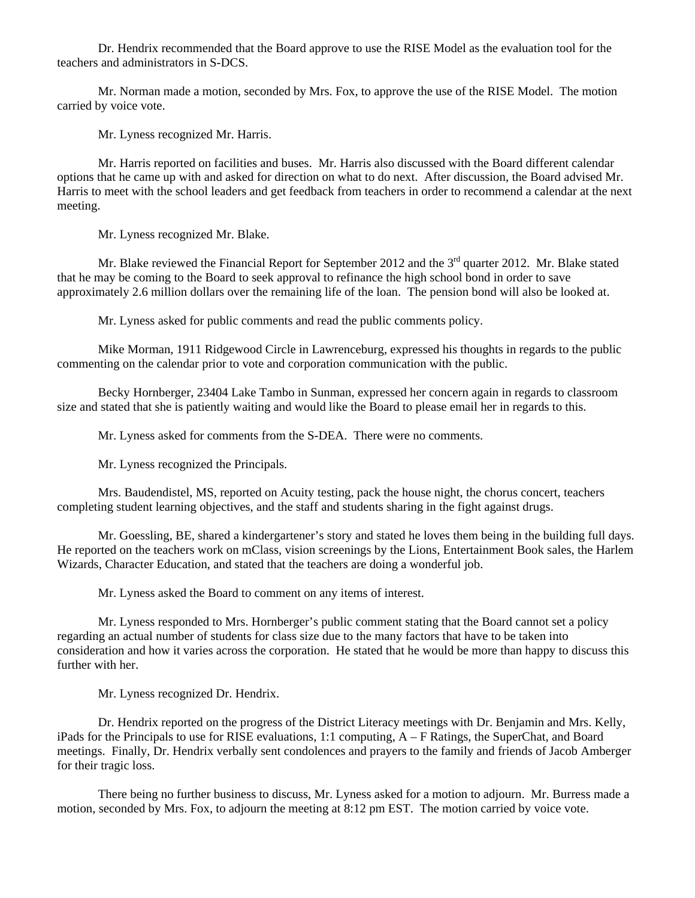Dr. Hendrix recommended that the Board approve to use the RISE Model as the evaluation tool for the teachers and administrators in S-DCS.

Mr. Norman made a motion, seconded by Mrs. Fox, to approve the use of the RISE Model. The motion carried by voice vote.

Mr. Lyness recognized Mr. Harris.

Mr. Harris reported on facilities and buses. Mr. Harris also discussed with the Board different calendar options that he came up with and asked for direction on what to do next. After discussion, the Board advised Mr. Harris to meet with the school leaders and get feedback from teachers in order to recommend a calendar at the next meeting.

Mr. Lyness recognized Mr. Blake.

Mr. Blake reviewed the Financial Report for September 2012 and the 3rd quarter 2012. Mr. Blake stated that he may be coming to the Board to seek approval to refinance the high school bond in order to save approximately 2.6 million dollars over the remaining life of the loan. The pension bond will also be looked at.

Mr. Lyness asked for public comments and read the public comments policy.

Mike Morman, 1911 Ridgewood Circle in Lawrenceburg, expressed his thoughts in regards to the public commenting on the calendar prior to vote and corporation communication with the public.

Becky Hornberger, 23404 Lake Tambo in Sunman, expressed her concern again in regards to classroom size and stated that she is patiently waiting and would like the Board to please email her in regards to this.

Mr. Lyness asked for comments from the S-DEA. There were no comments.

Mr. Lyness recognized the Principals.

Mrs. Baudendistel, MS, reported on Acuity testing, pack the house night, the chorus concert, teachers completing student learning objectives, and the staff and students sharing in the fight against drugs.

Mr. Goessling, BE, shared a kindergartener's story and stated he loves them being in the building full days. He reported on the teachers work on mClass, vision screenings by the Lions, Entertainment Book sales, the Harlem Wizards, Character Education, and stated that the teachers are doing a wonderful job.

Mr. Lyness asked the Board to comment on any items of interest.

Mr. Lyness responded to Mrs. Hornberger's public comment stating that the Board cannot set a policy regarding an actual number of students for class size due to the many factors that have to be taken into consideration and how it varies across the corporation. He stated that he would be more than happy to discuss this further with her.

Mr. Lyness recognized Dr. Hendrix.

Dr. Hendrix reported on the progress of the District Literacy meetings with Dr. Benjamin and Mrs. Kelly, iPads for the Principals to use for RISE evaluations, 1:1 computing, A – F Ratings, the SuperChat, and Board meetings. Finally, Dr. Hendrix verbally sent condolences and prayers to the family and friends of Jacob Amberger for their tragic loss.

There being no further business to discuss, Mr. Lyness asked for a motion to adjourn. Mr. Burress made a motion, seconded by Mrs. Fox, to adjourn the meeting at 8:12 pm EST. The motion carried by voice vote.